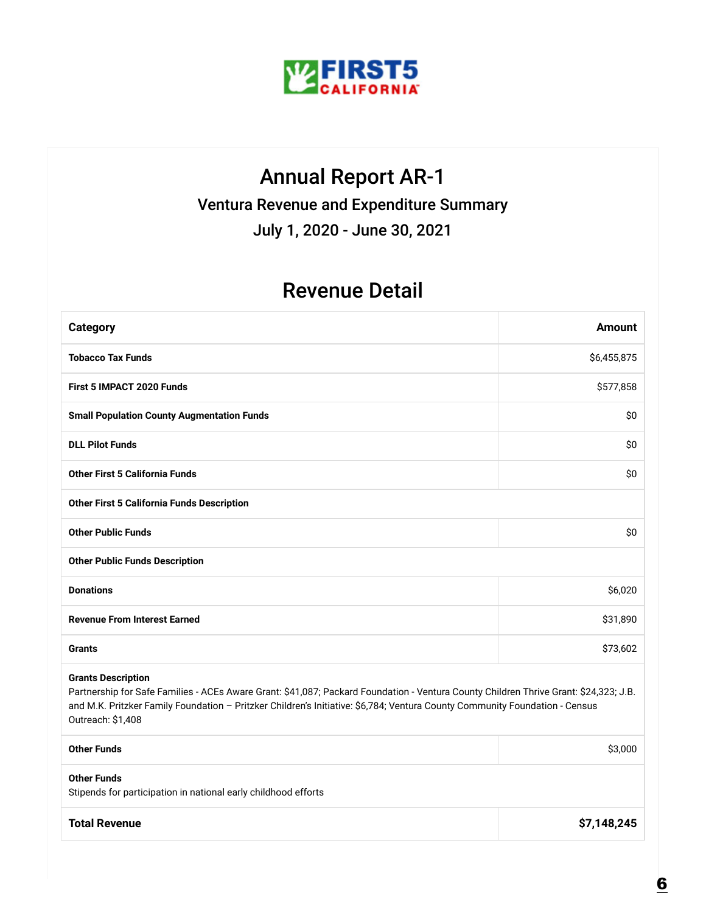# Annual Report AR-1

## Ventura Revenue and Expenditure Summary

## July 1, 2020 - June 30, 2021

## Revenue Detail

| Category | Amount |
|---|---|
| **Tobacco Tax Funds** | $6,455,875 |
| **First 5 IMPACT 2020 Funds** | $577,858 |
| **Small Population County Augmentation Funds** | $0 |
| **DLL Pilot Funds** | $0 |
| **Other First 5 California Funds** | $0 |
| **Other First 5 California Funds Description** | |
| **Other Public Funds** | $0 |
| **Other Public Funds Description** | |
| **Donations** | $6,020 |
| **Revenue From Interest Earned** | $31,890 |
| **Grants** | $73,602 |
| **Grants Description**<br>Partnership for Safe Families - ACEs Aware Grant: $41,087; Packard Foundation - Ventura County Children Thrive Grant: $24,323; J.B. and M.K. Pritzker Family Foundation – Pritzker Children's Initiative: $6,784; Ventura County Community Foundation - Census Outreach: $1,408 | |
| **Other Funds** | $3,000 |
| **Other Funds**<br>Stipends for participation in national early childhood efforts | |
| **Total Revenue** | **$7,148,245** |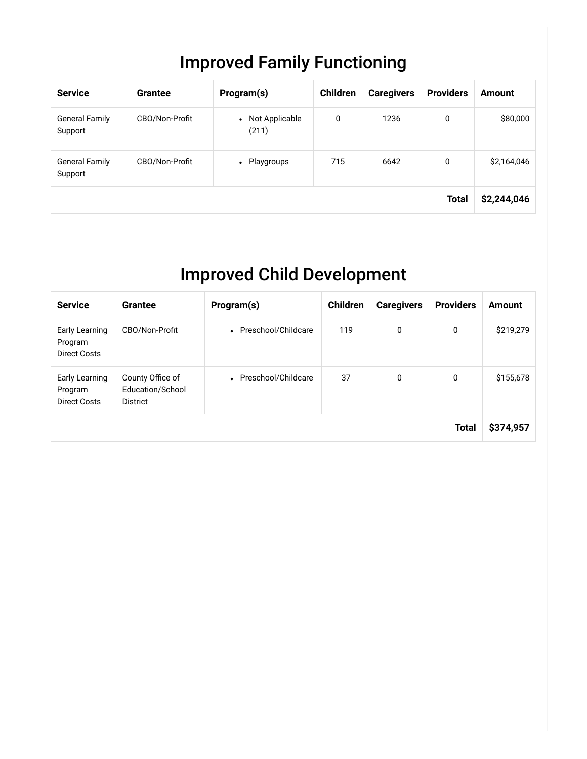# Improved Family Functioning

| Service | Grantee | Program(s) | Children | Caregivers | Providers | Amount |
|---|---|---|---|---|---|---|
| General Family Support | CBO/Non-Profit | • Not Applicable (211) | 0 | 1236 | 0 | $80,000 |
| General Family Support | CBO/Non-Profit | • Playgroups | 715 | 6642 | 0 | $2,164,046 |
| | | | | | **Total** | **$2,244,046** |

# Improved Child Development

| Service | Grantee | Program(s) | Children | Caregivers | Providers | Amount |
|---|---|---|---|---|---|---|
| Early Learning Program Direct Costs | CBO/Non-Profit | • Preschool/Childcare | 119 | 0 | 0 | $219,279 |
| Early Learning Program Direct Costs | County Office of Education/School District | • Preschool/Childcare | 37 | 0 | 0 | $155,678 |
| | | | | | **Total** | **$374,957** |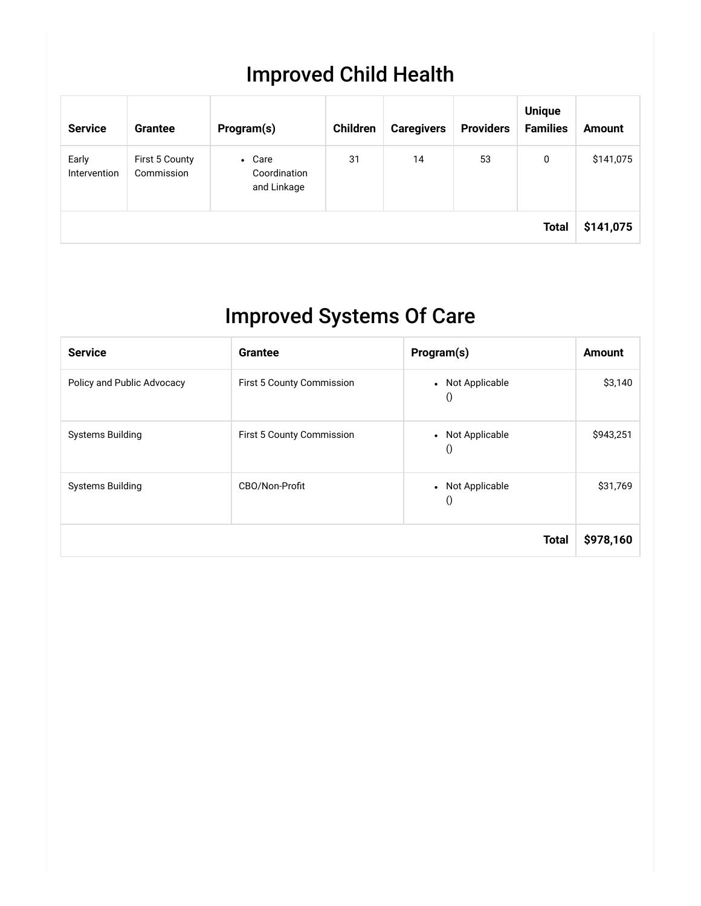# Improved Child Health

| Service | Grantee | Program(s) | Children | Caregivers | Providers | Unique Families | Amount |
|---|---|---|---|---|---|---|---|
| Early Intervention | First 5 County Commission | • Care Coordination and Linkage | 31 | 14 | 53 | 0 | $141,075 |
| | | | | | | **Total** | **$141,075** |

# Improved Systems Of Care

| Service | Grantee | Program(s) | Amount |
|---|---|---|---|
| Policy and Public Advocacy | First 5 County Commission | • Not Applicable () | $3,140 |
| Systems Building | First 5 County Commission | • Not Applicable () | $943,251 |
| Systems Building | CBO/Non-Profit | • Not Applicable () | $31,769 |
| | | **Total** | **$978,160** |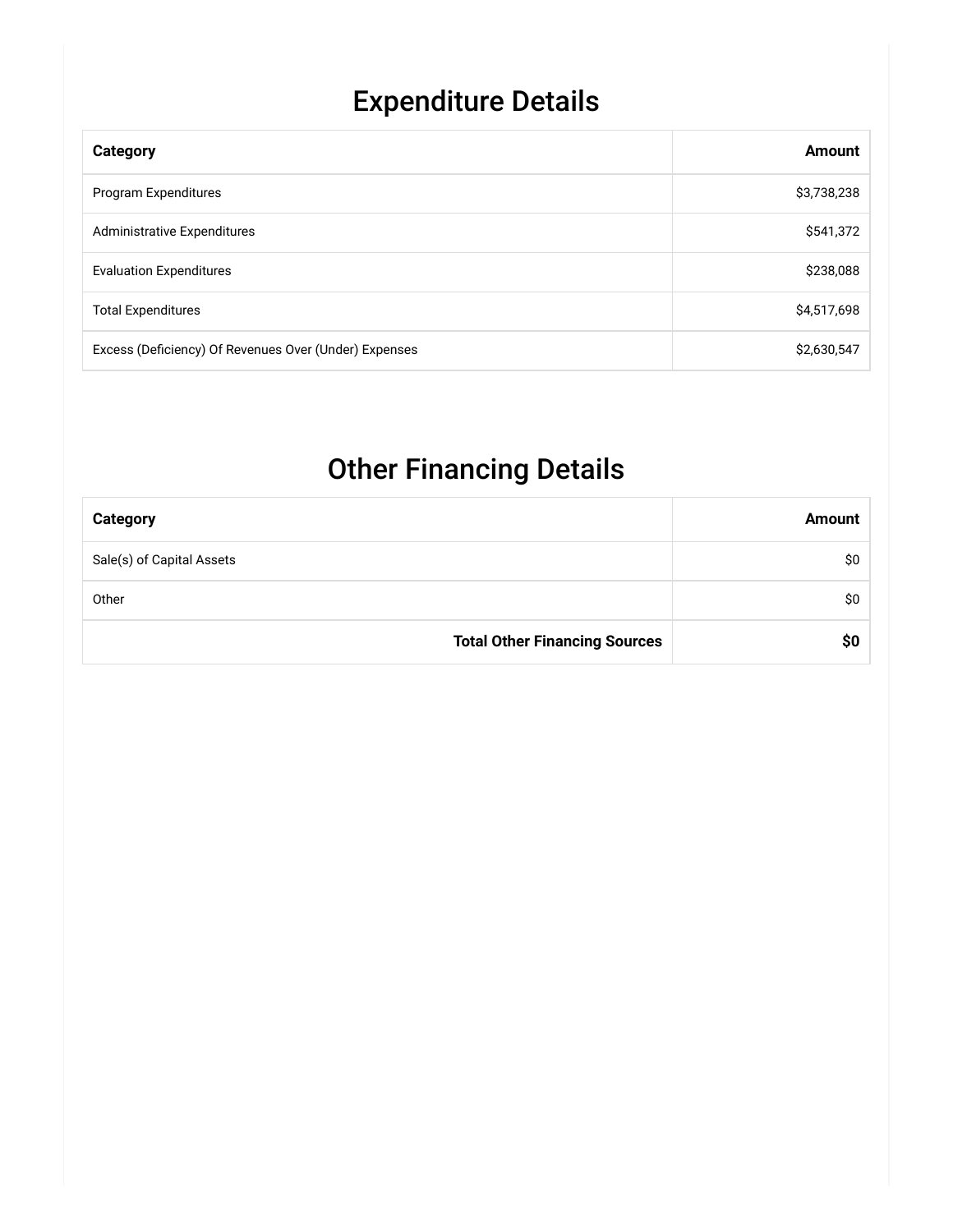# Expenditure Details

| Category | Amount |
|---|---:|
| Program Expenditures | $3,738,238 |
| Administrative Expenditures | $541,372 |
| Evaluation Expenditures | $238,088 |
| Total Expenditures | $4,517,698 |
| Excess (Deficiency) Of Revenues Over (Under) Expenses | $2,630,547 |

# Other Financing Details

| Category | Amount |
|---|---:|
| Sale(s) of Capital Assets | $0 |
| Other | $0 |
| **Total Other Financing Sources** | **$0** |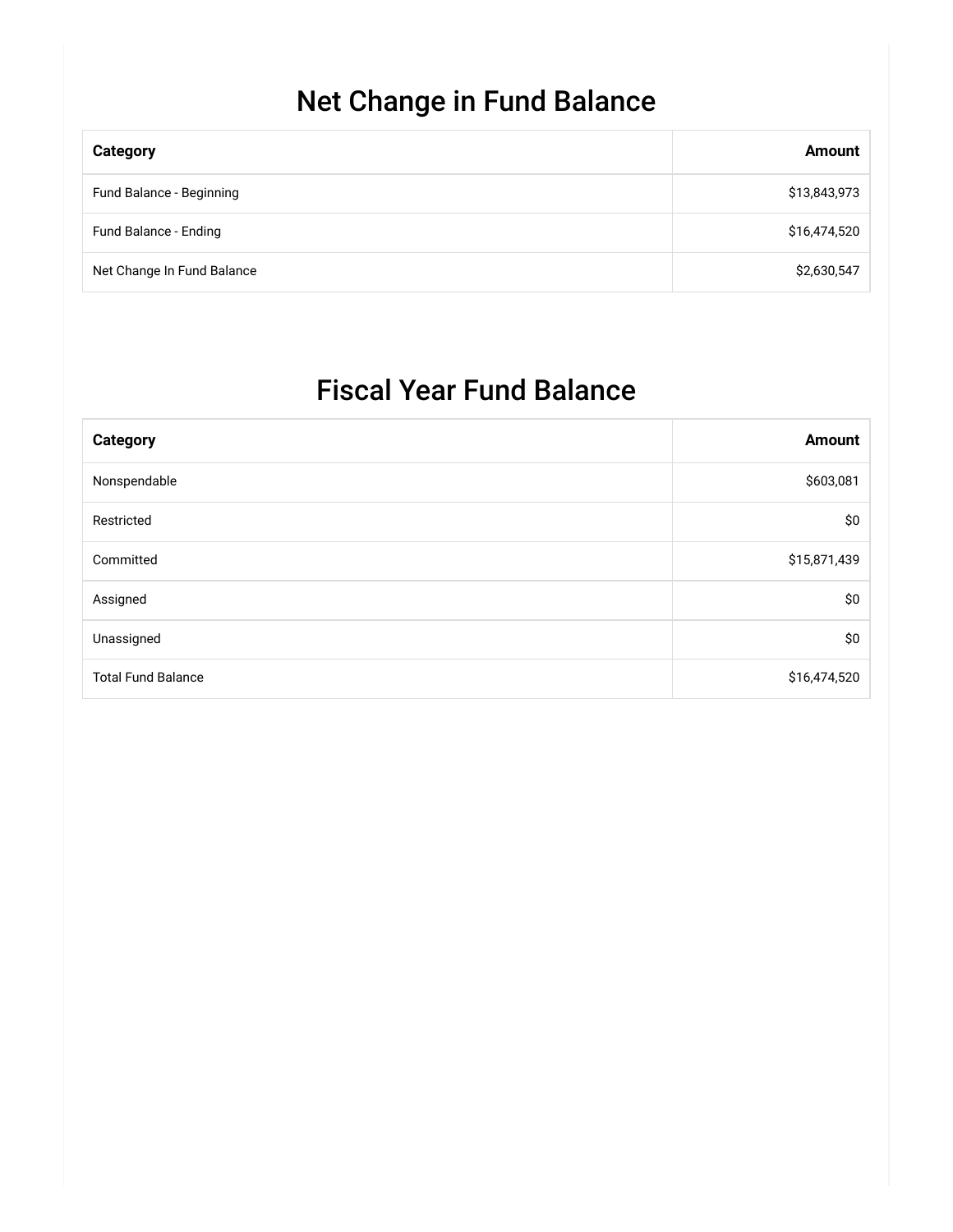## Net Change in Fund Balance

| Category | Amount |
| --- | ---: |
| Fund Balance - Beginning | $13,843,973 |
| Fund Balance - Ending | $16,474,520 |
| Net Change In Fund Balance | $2,630,547 |

## Fiscal Year Fund Balance

| Category | Amount |
| --- | ---: |
| Nonspendable | $603,081 |
| Restricted | $0 |
| Committed | $15,871,439 |
| Assigned | $0 |
| Unassigned | $0 |
| Total Fund Balance | $16,474,520 |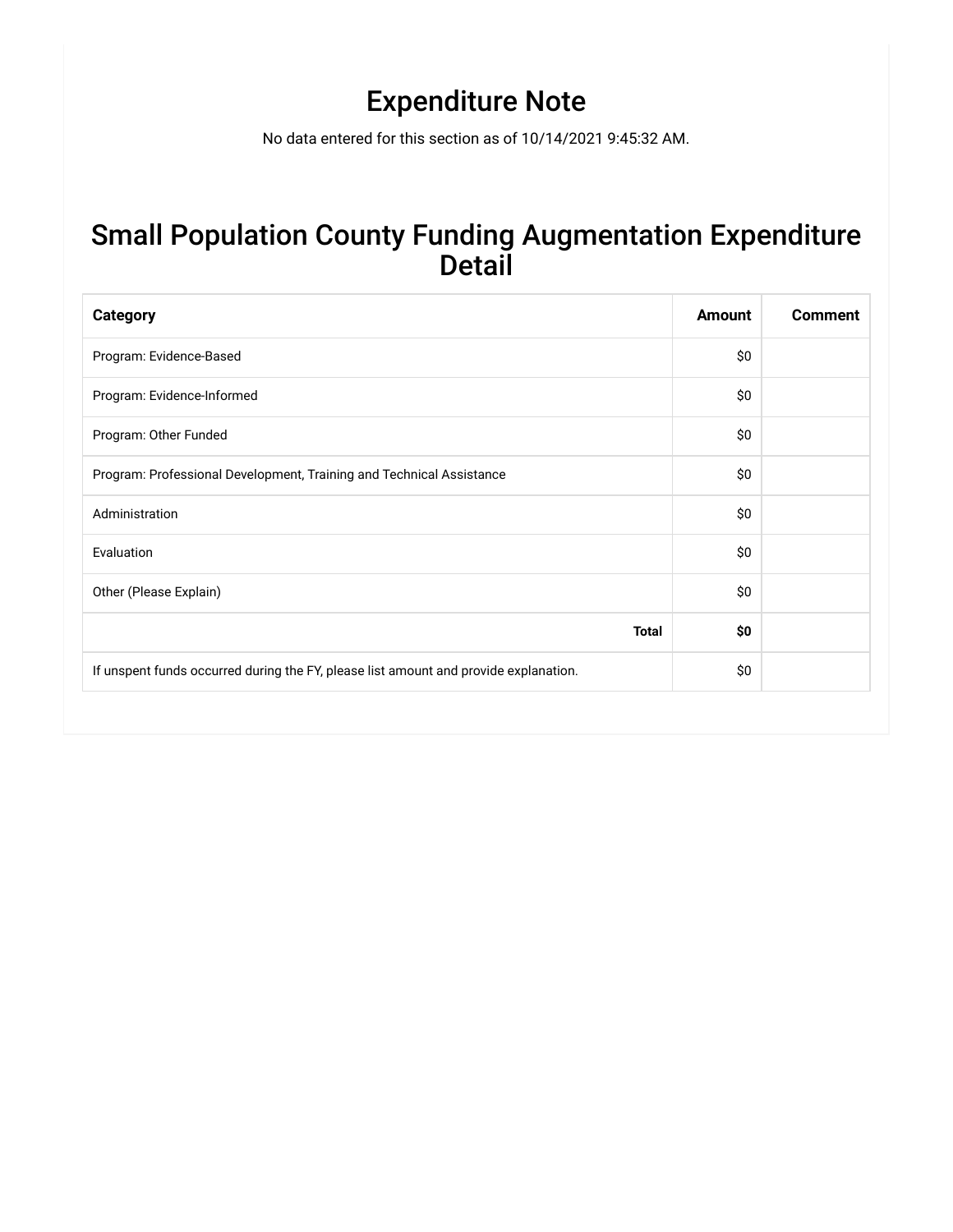# Expenditure Note

No data entered for this section as of 10/14/2021 9:45:32 AM.

# Small Population County Funding Augmentation Expenditure Detail

| Category | Amount | Comment |
| --- | --- | --- |
| Program: Evidence-Based | $0 | |
| Program: Evidence-Informed | $0 | |
| Program: Other Funded | $0 | |
| Program: Professional Development, Training and Technical Assistance | $0 | |
| Administration | $0 | |
| Evaluation | $0 | |
| Other (Please Explain) | $0 | |
| **Total** | **$0** | |
| If unspent funds occurred during the FY, please list amount and provide explanation. | $0 | |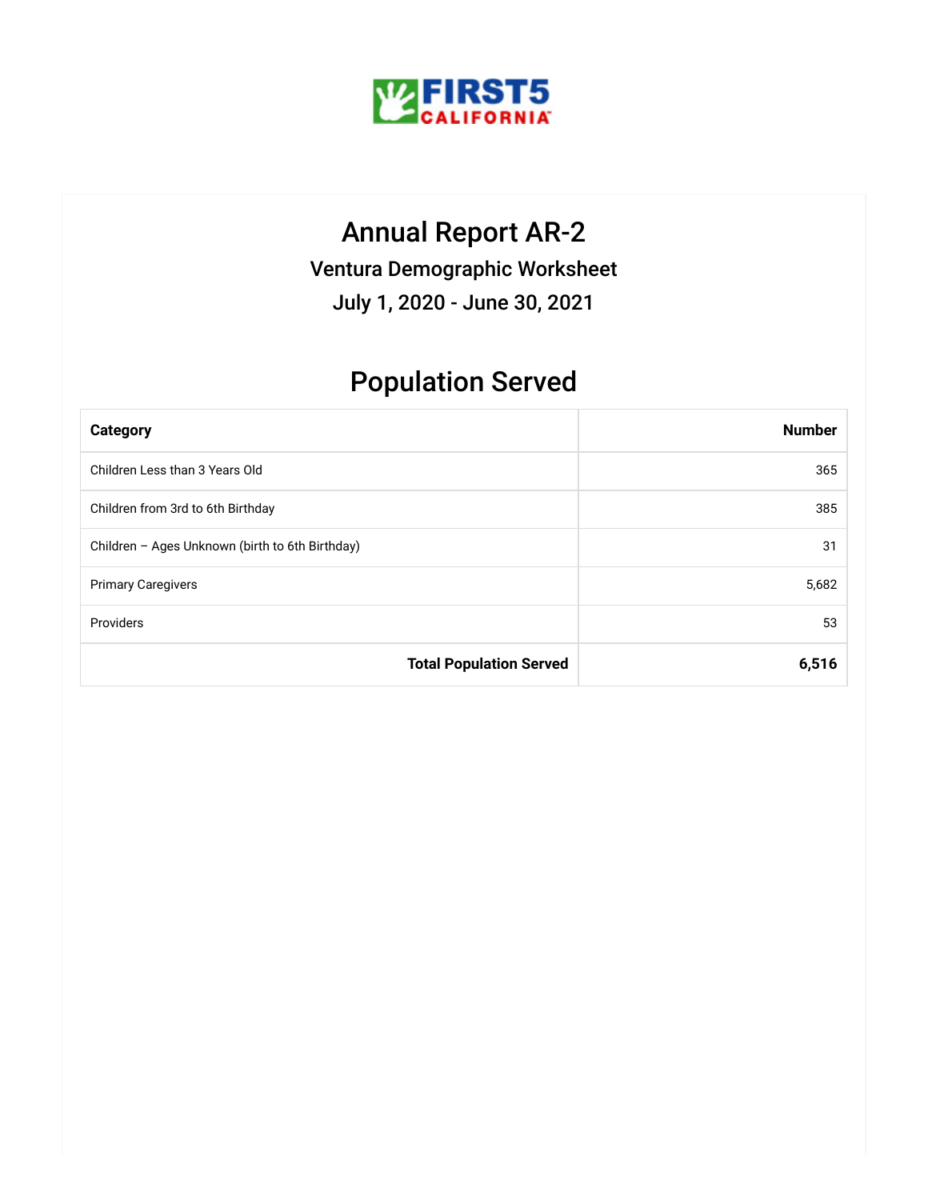# Annual Report AR-2

### Ventura Demographic Worksheet

### July 1, 2020 - June 30, 2021

## Population Served

| Category | Number |
|---|---|
| Children Less than 3 Years Old | 365 |
| Children from 3rd to 6th Birthday | 385 |
| Children – Ages Unknown (birth to 6th Birthday) | 31 |
| Primary Caregivers | 5,682 |
| Providers | 53 |
| **Total Population Served** | **6,516** |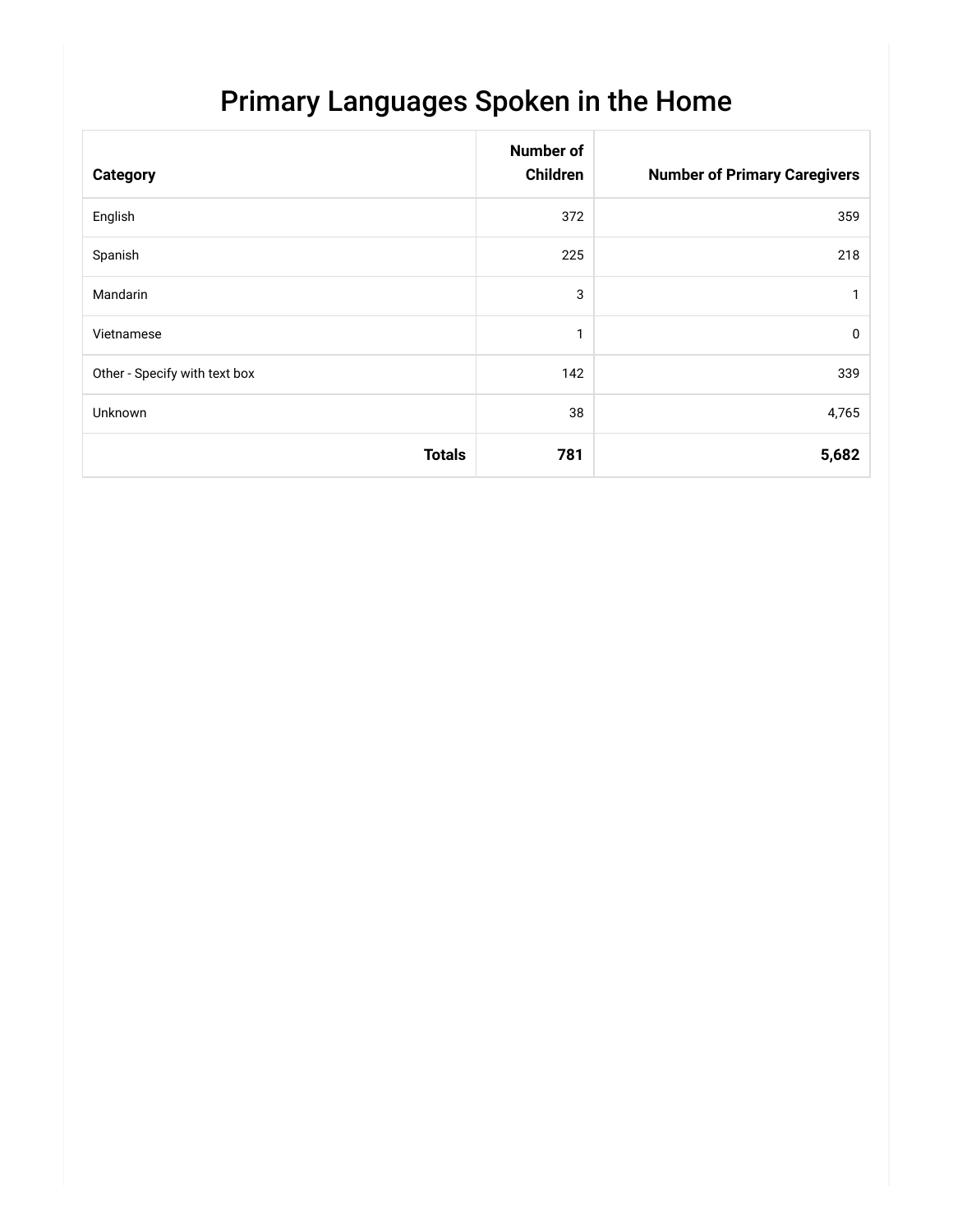# Primary Languages Spoken in the Home

| Category | Number of Children | Number of Primary Caregivers |
| --- | --- | --- |
| English | 372 | 359 |
| Spanish | 225 | 218 |
| Mandarin | 3 | 1 |
| Vietnamese | 1 | 0 |
| Other - Specify with text box | 142 | 339 |
| Unknown | 38 | 4,765 |
| **Totals** | **781** | **5,682** |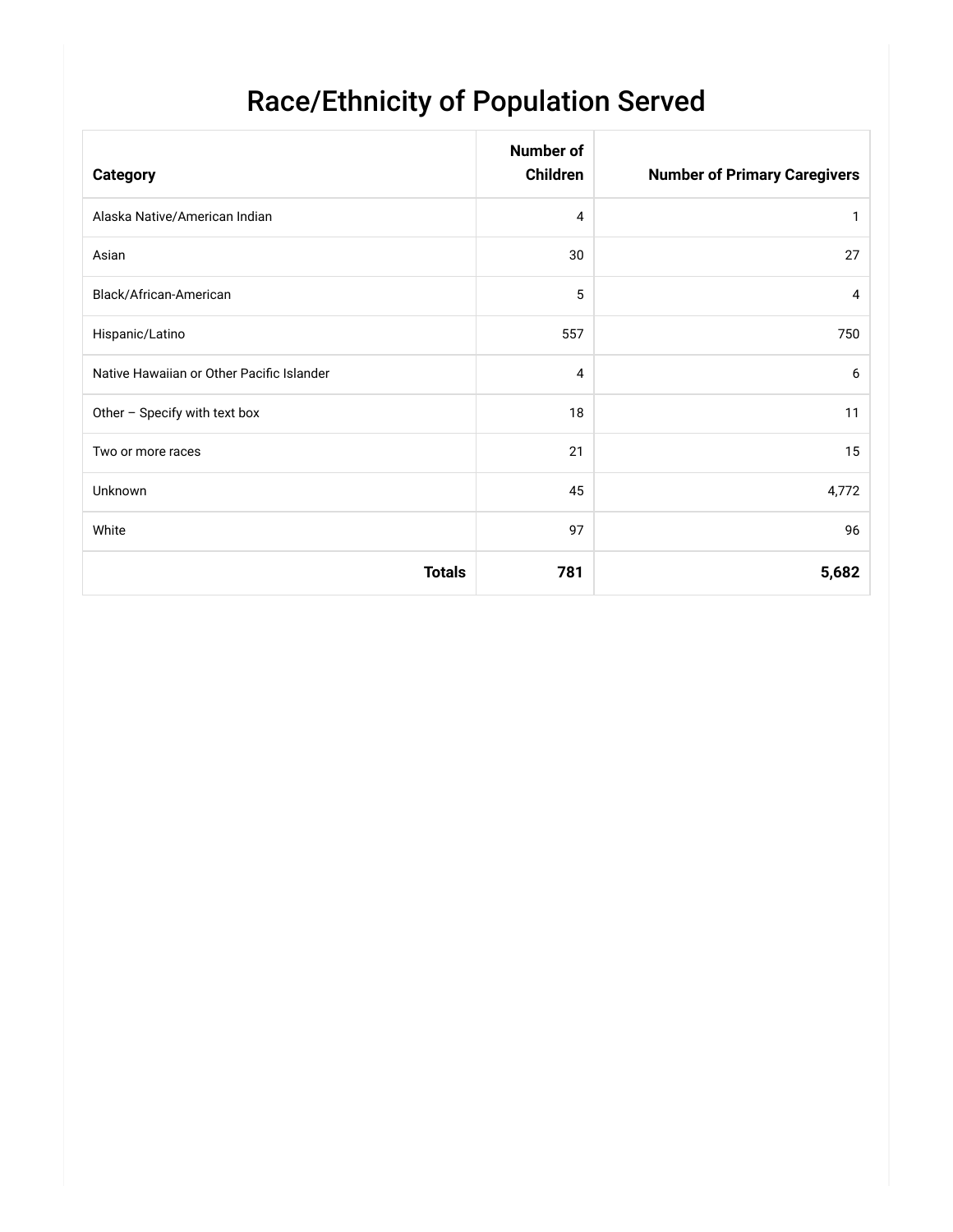# Race/Ethnicity of Population Served

| Category | Number of Children | Number of Primary Caregivers |
|---|---|---|
| Alaska Native/American Indian | 4 | 1 |
| Asian | 30 | 27 |
| Black/African-American | 5 | 4 |
| Hispanic/Latino | 557 | 750 |
| Native Hawaiian or Other Pacific Islander | 4 | 6 |
| Other – Specify with text box | 18 | 11 |
| Two or more races | 21 | 15 |
| Unknown | 45 | 4,772 |
| White | 97 | 96 |
| **Totals** | **781** | **5,682** |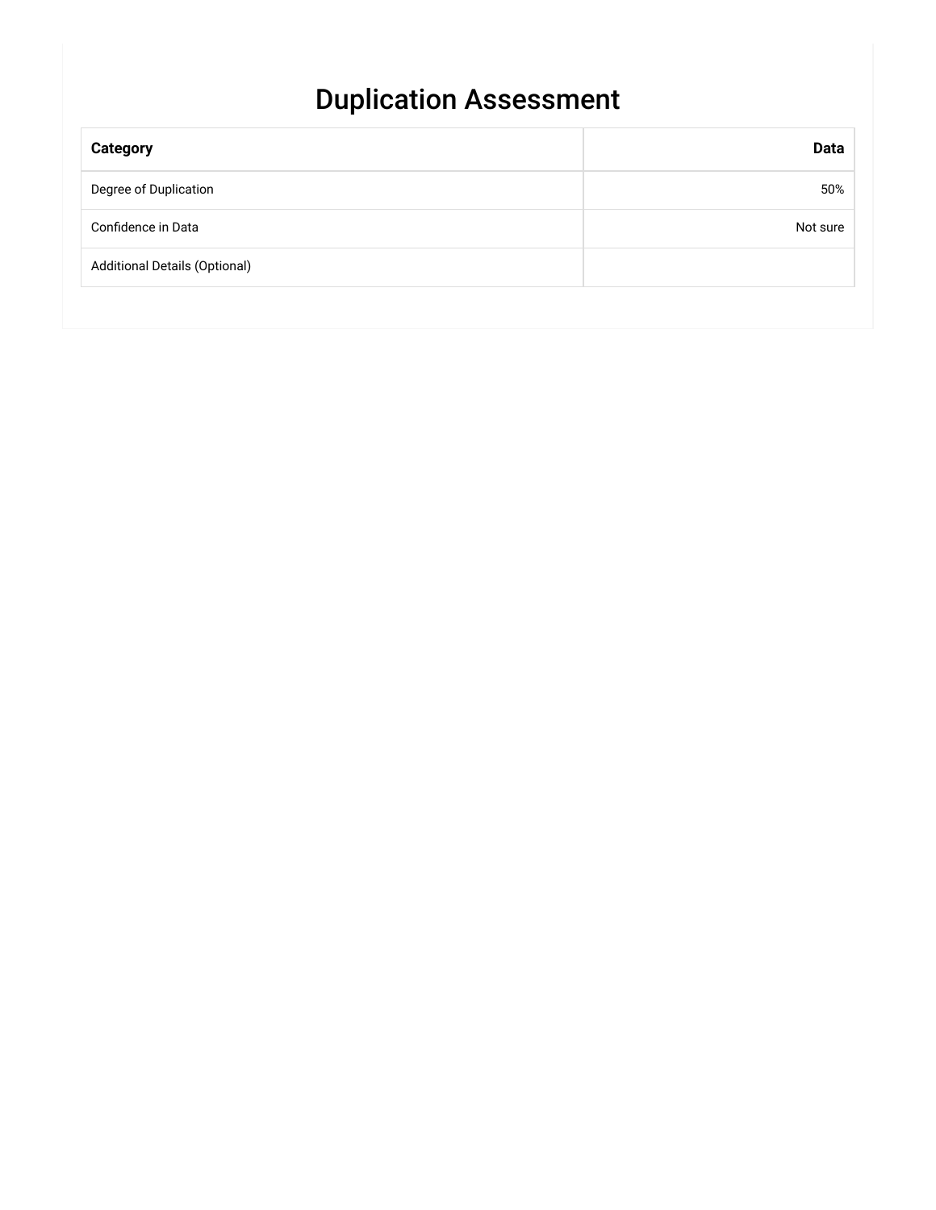# Duplication Assessment

| Category | Data |
|---|---:|
| Degree of Duplication | 50% |
| Confidence in Data | Not sure |
| Additional Details (Optional) | |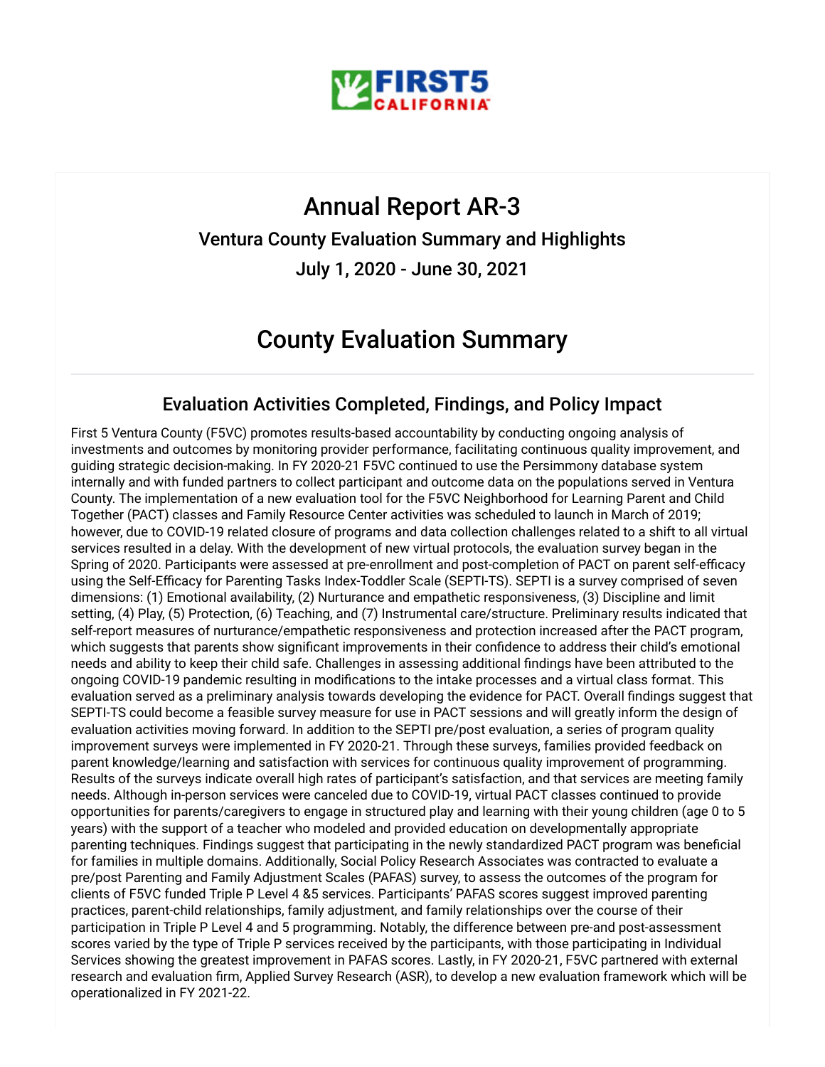# Annual Report AR-3

## Ventura County Evaluation Summary and Highlights

## July 1, 2020 - June 30, 2021

# County Evaluation Summary

## Evaluation Activities Completed, Findings, and Policy Impact

First 5 Ventura County (F5VC) promotes results-based accountability by conducting ongoing analysis of investments and outcomes by monitoring provider performance, facilitating continuous quality improvement, and guiding strategic decision-making. In FY 2020-21 F5VC continued to use the Persimmony database system internally and with funded partners to collect participant and outcome data on the populations served in Ventura County. The implementation of a new evaluation tool for the F5VC Neighborhood for Learning Parent and Child Together (PACT) classes and Family Resource Center activities was scheduled to launch in March of 2019; however, due to COVID-19 related closure of programs and data collection challenges related to a shift to all virtual services resulted in a delay. With the development of new virtual protocols, the evaluation survey began in the Spring of 2020. Participants were assessed at pre-enrollment and post-completion of PACT on parent self-efficacy using the Self-Efficacy for Parenting Tasks Index-Toddler Scale (SEPTI-TS). SEPTI is a survey comprised of seven dimensions: (1) Emotional availability, (2) Nurturance and empathetic responsiveness, (3) Discipline and limit setting, (4) Play, (5) Protection, (6) Teaching, and (7) Instrumental care/structure. Preliminary results indicated that self-report measures of nurturance/empathetic responsiveness and protection increased after the PACT program, which suggests that parents show significant improvements in their confidence to address their child's emotional needs and ability to keep their child safe. Challenges in assessing additional findings have been attributed to the ongoing COVID-19 pandemic resulting in modifications to the intake processes and a virtual class format. This evaluation served as a preliminary analysis towards developing the evidence for PACT. Overall findings suggest that SEPTI-TS could become a feasible survey measure for use in PACT sessions and will greatly inform the design of evaluation activities moving forward. In addition to the SEPTI pre/post evaluation, a series of program quality improvement surveys were implemented in FY 2020-21. Through these surveys, families provided feedback on parent knowledge/learning and satisfaction with services for continuous quality improvement of programming. Results of the surveys indicate overall high rates of participant's satisfaction, and that services are meeting family needs. Although in-person services were canceled due to COVID-19, virtual PACT classes continued to provide opportunities for parents/caregivers to engage in structured play and learning with their young children (age 0 to 5 years) with the support of a teacher who modeled and provided education on developmentally appropriate parenting techniques. Findings suggest that participating in the newly standardized PACT program was beneficial for families in multiple domains. Additionally, Social Policy Research Associates was contracted to evaluate a pre/post Parenting and Family Adjustment Scales (PAFAS) survey, to assess the outcomes of the program for clients of F5VC funded Triple P Level 4 &5 services. Participants' PAFAS scores suggest improved parenting practices, parent-child relationships, family adjustment, and family relationships over the course of their participation in Triple P Level 4 and 5 programming. Notably, the difference between pre-and post-assessment scores varied by the type of Triple P services received by the participants, with those participating in Individual Services showing the greatest improvement in PAFAS scores. Lastly, in FY 2020-21, F5VC partnered with external research and evaluation firm, Applied Survey Research (ASR), to develop a new evaluation framework which will be operationalized in FY 2021-22.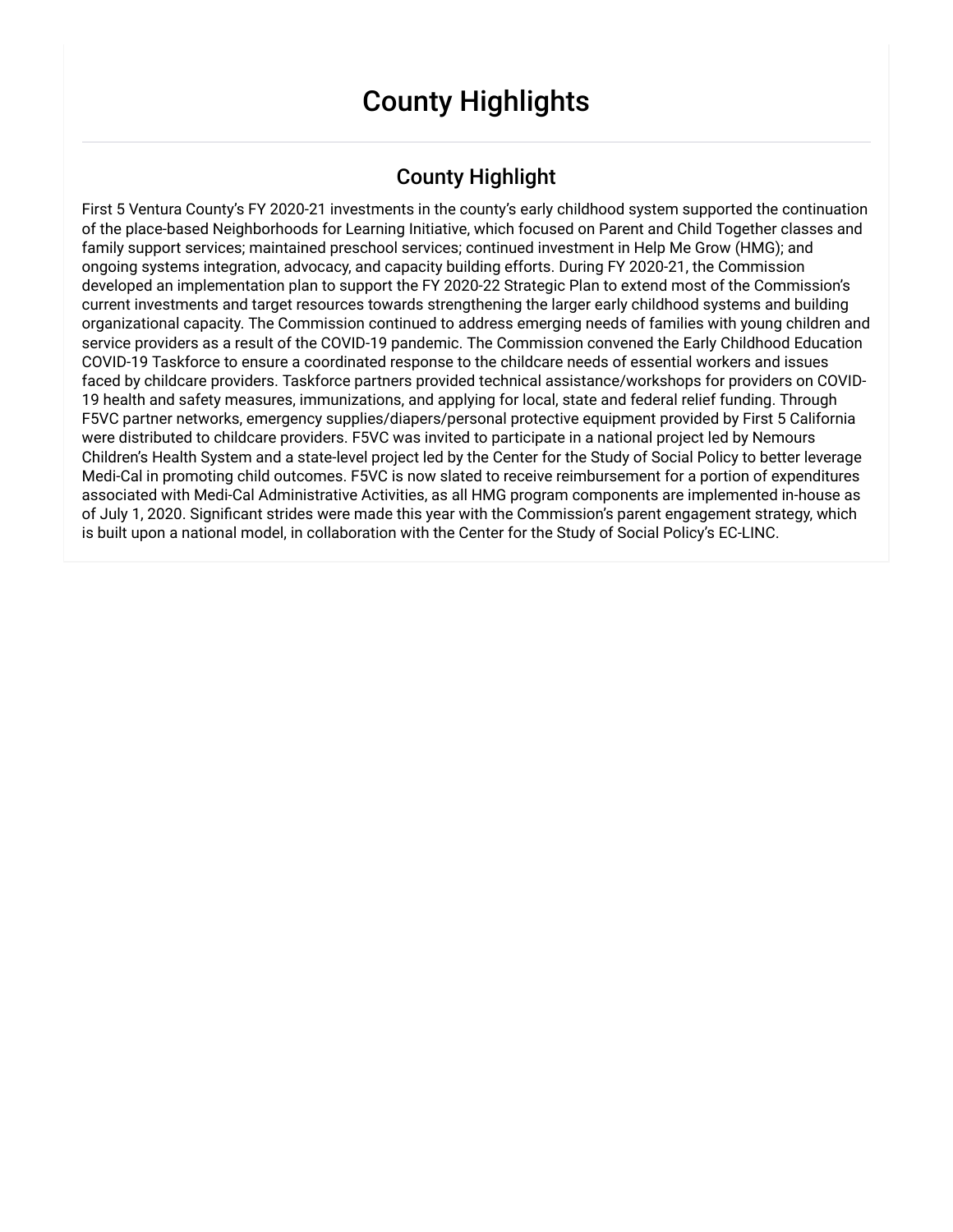# County Highlights

## County Highlight

First 5 Ventura County's FY 2020-21 investments in the county's early childhood system supported the continuation of the place-based Neighborhoods for Learning Initiative, which focused on Parent and Child Together classes and family support services; maintained preschool services; continued investment in Help Me Grow (HMG); and ongoing systems integration, advocacy, and capacity building efforts. During FY 2020-21, the Commission developed an implementation plan to support the FY 2020-22 Strategic Plan to extend most of the Commission's current investments and target resources towards strengthening the larger early childhood systems and building organizational capacity. The Commission continued to address emerging needs of families with young children and service providers as a result of the COVID-19 pandemic. The Commission convened the Early Childhood Education COVID-19 Taskforce to ensure a coordinated response to the childcare needs of essential workers and issues faced by childcare providers. Taskforce partners provided technical assistance/workshops for providers on COVID-19 health and safety measures, immunizations, and applying for local, state and federal relief funding. Through F5VC partner networks, emergency supplies/diapers/personal protective equipment provided by First 5 California were distributed to childcare providers. F5VC was invited to participate in a national project led by Nemours Children's Health System and a state-level project led by the Center for the Study of Social Policy to better leverage Medi-Cal in promoting child outcomes. F5VC is now slated to receive reimbursement for a portion of expenditures associated with Medi-Cal Administrative Activities, as all HMG program components are implemented in-house as of July 1, 2020. Significant strides were made this year with the Commission's parent engagement strategy, which is built upon a national model, in collaboration with the Center for the Study of Social Policy's EC-LINC.